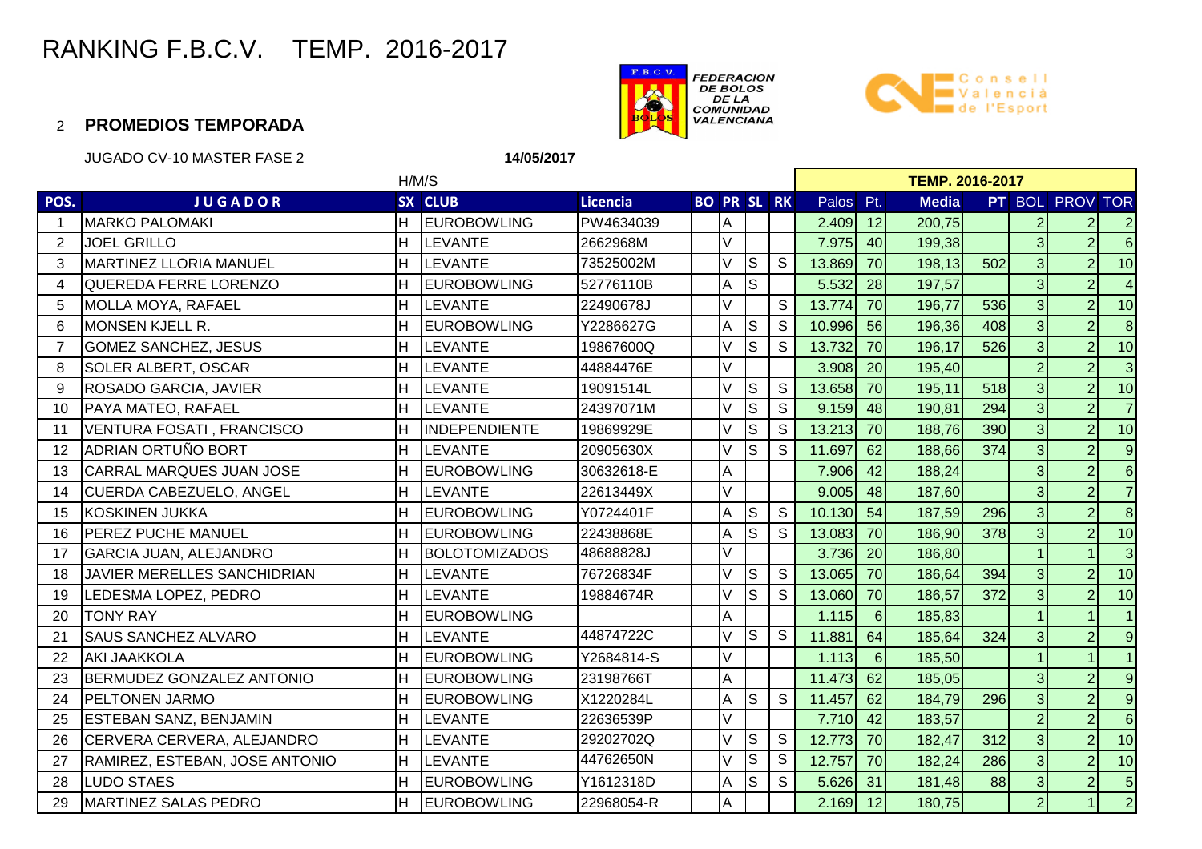# RANKING F.B.C.V. TEMP. 2016-2017

FEDERACION DE BOLOS DE LA COMUNIDAD VALENCIANA

Consell Valencià de l'Esport

2 **PROMEDIOS TEMPORADA**

JUGADO CV-10 MASTER FASE 2 **14/05/2017**

| | | H/M/S | | | | | | | TEMP. 2016-2017 | | | | | | |
|---|---|---|---|---|---|---|---|---|---|---|---|---|---|---|---|
| **POS.** | **JUGADOR** | **SX** | **CLUB** | **Licencia** | **BO** | **PR** | **SL** | **RK** | Palos | Pt. | **Media** | **PT** | BOL | PROV | TOR |
| 1 | MARKO PALOMAKI | H | EUROBOWLING | PW4634039 | | A | | | 2.409 | 12 | 200,75 | | 2 | 2 | 2 |
| 2 | JOEL GRILLO | H | LEVANTE | 2662968M | | V | | | 7.975 | 40 | 199,38 | | 3 | 2 | 6 |
| 3 | MARTINEZ LLORIA MANUEL | H | LEVANTE | 73525002M | | V | S | S | 13.869 | 70 | 198,13 | 502 | 3 | 2 | 10 |
| 4 | QUEREDA FERRE LORENZO | H | EUROBOWLING | 52776110B | | A | S | | 5.532 | 28 | 197,57 | | 3 | 2 | 4 |
| 5 | MOLLA MOYA, RAFAEL | H | LEVANTE | 22490678J | | V | | S | 13.774 | 70 | 196,77 | 536 | 3 | 2 | 10 |
| 6 | MONSEN KJELL R. | H | EUROBOWLING | Y2286627G | | A | S | S | 10.996 | 56 | 196,36 | 408 | 3 | 2 | 8 |
| 7 | GOMEZ SANCHEZ, JESUS | H | LEVANTE | 19867600Q | | V | S | S | 13.732 | 70 | 196,17 | 526 | 3 | 2 | 10 |
| 8 | SOLER ALBERT, OSCAR | H | LEVANTE | 44884476E | | V | | | 3.908 | 20 | 195,40 | | 2 | 2 | 3 |
| 9 | ROSADO GARCIA, JAVIER | H | LEVANTE | 19091514L | | V | S | S | 13.658 | 70 | 195,11 | 518 | 3 | 2 | 10 |
| 10 | PAYA MATEO, RAFAEL | H | LEVANTE | 24397071M | | V | S | S | 9.159 | 48 | 190,81 | 294 | 3 | 2 | 7 |
| 11 | VENTURA FOSATI , FRANCISCO | H | INDEPENDIENTE | 19869929E | | V | S | S | 13.213 | 70 | 188,76 | 390 | 3 | 2 | 10 |
| 12 | ADRIAN ORTUÑO BORT | H | LEVANTE | 20905630X | | V | S | S | 11.697 | 62 | 188,66 | 374 | 3 | 2 | 9 |
| 13 | CARRAL MARQUES JUAN JOSE | H | EUROBOWLING | 30632618-E | | A | | | 7.906 | 42 | 188,24 | | 3 | 2 | 6 |
| 14 | CUERDA CABEZUELO, ANGEL | H | LEVANTE | 22613449X | | V | | | 9.005 | 48 | 187,60 | | 3 | 2 | 7 |
| 15 | KOSKINEN JUKKA | H | EUROBOWLING | Y0724401F | | A | S | S | 10.130 | 54 | 187,59 | 296 | 3 | 2 | 8 |
| 16 | PEREZ PUCHE MANUEL | H | EUROBOWLING | 22438868E | | A | S | S | 13.083 | 70 | 186,90 | 378 | 3 | 2 | 10 |
| 17 | GARCIA JUAN, ALEJANDRO | H | BOLOTOMIZADOS | 48688828J | | V | | | 3.736 | 20 | 186,80 | | 1 | 1 | 3 |
| 18 | JAVIER MERELLES SANCHIDRIAN | H | LEVANTE | 76726834F | | V | S | S | 13.065 | 70 | 186,64 | 394 | 3 | 2 | 10 |
| 19 | LEDESMA LOPEZ, PEDRO | H | LEVANTE | 19884674R | | V | S | S | 13.060 | 70 | 186,57 | 372 | 3 | 2 | 10 |
| 20 | TONY RAY | H | EUROBOWLING | | | A | | | 1.115 | 6 | 185,83 | | 1 | 1 | 1 |
| 21 | SAUS SANCHEZ ALVARO | H | LEVANTE | 44874722C | | V | S | S | 11.881 | 64 | 185,64 | 324 | 3 | 2 | 9 |
| 22 | AKI JAAKKOLA | H | EUROBOWLING | Y2684814-S | | V | | | 1.113 | 6 | 185,50 | | 1 | 1 | 1 |
| 23 | BERMUDEZ GONZALEZ ANTONIO | H | EUROBOWLING | 23198766T | | A | | | 11.473 | 62 | 185,05 | | 3 | 2 | 9 |
| 24 | PELTONEN JARMO | H | EUROBOWLING | X1220284L | | A | S | S | 11.457 | 62 | 184,79 | 296 | 3 | 2 | 9 |
| 25 | ESTEBAN SANZ, BENJAMIN | H | LEVANTE | 22636539P | | V | | | 7.710 | 42 | 183,57 | | 2 | 2 | 6 |
| 26 | CERVERA CERVERA, ALEJANDRO | H | LEVANTE | 29202702Q | | V | S | S | 12.773 | 70 | 182,47 | 312 | 3 | 2 | 10 |
| 27 | RAMIREZ, ESTEBAN, JOSE ANTONIO | H | LEVANTE | 44762650N | | V | S | S | 12.757 | 70 | 182,24 | 286 | 3 | 2 | 10 |
| 28 | LUDO STAES | H | EUROBOWLING | Y1612318D | | A | S | S | 5.626 | 31 | 181,48 | 88 | 3 | 2 | 5 |
| 29 | MARTINEZ SALAS PEDRO | H | EUROBOWLING | 22968054-R | | A | | | 2.169 | 12 | 180,75 | | 2 | 1 | 2 |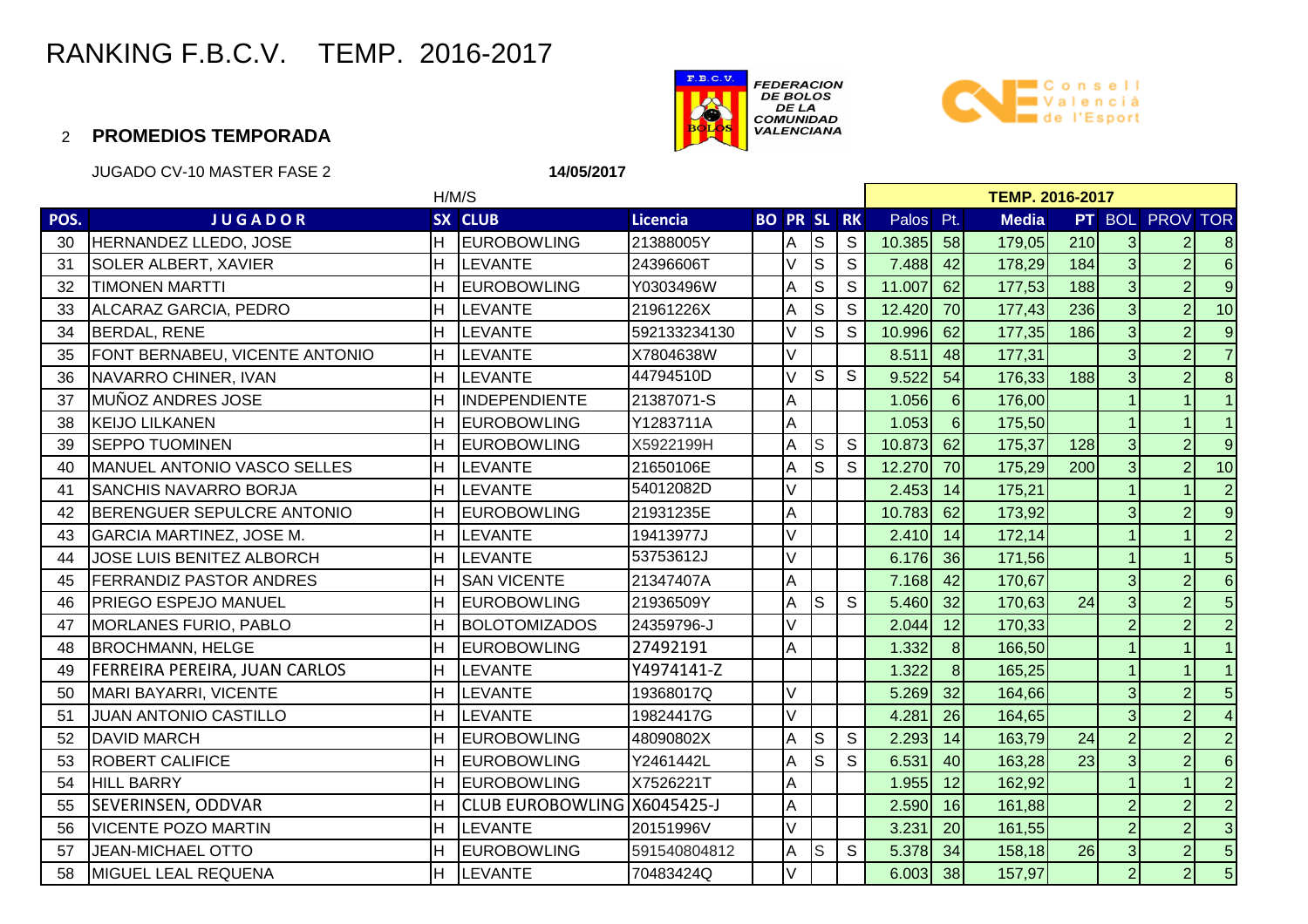# RANKING F.B.C.V. TEMP. 2016-2017

FEDERACION DE BOLOS DE LA COMUNIDAD VALENCIANA

Consell Valencià de l'Esport

2 **PROMEDIOS TEMPORADA**

JUGADO CV-10 MASTER FASE 2 **14/05/2017**

| | | H/M/S | | | | | | | TEMP. 2016-2017 | | | | | | |
|---|---|---|---|---|---|---|---|---|---|---|---|---|---|---|---|
| **POS.** | **JUGADOR** | **SX** | **CLUB** | **Licencia** | **BO** | **PR** | **SL** | **RK** | Palos | Pt. | **Media** | **PT** | BOL | PROV | TOR |
| 30 | HERNANDEZ LLEDO, JOSE | H | EUROBOWLING | 21388005Y | | A | S | S | 10.385 | 58 | 179,05 | 210 | 3 | 2 | 8 |
| 31 | SOLER ALBERT, XAVIER | H | LEVANTE | 24396606T | | V | S | S | 7.488 | 42 | 178,29 | 184 | 3 | 2 | 6 |
| 32 | TIMONEN MARTTI | H | EUROBOWLING | Y0303496W | | A | S | S | 11.007 | 62 | 177,53 | 188 | 3 | 2 | 9 |
| 33 | ALCARAZ GARCIA, PEDRO | H | LEVANTE | 21961226X | | A | S | S | 12.420 | 70 | 177,43 | 236 | 3 | 2 | 10 |
| 34 | BERDAL, RENE | H | LEVANTE | 592133234130 | | V | S | S | 10.996 | 62 | 177,35 | 186 | 3 | 2 | 9 |
| 35 | FONT BERNABEU, VICENTE ANTONIO | H | LEVANTE | X7804638W | | V | | | 8.511 | 48 | 177,31 | | 3 | 2 | 7 |
| 36 | NAVARRO CHINER, IVAN | H | LEVANTE | 44794510D | | V | S | S | 9.522 | 54 | 176,33 | 188 | 3 | 2 | 8 |
| 37 | MUÑOZ ANDRES JOSE | H | INDEPENDIENTE | 21387071-S | | A | | | 1.056 | 6 | 176,00 | | 1 | 1 | 1 |
| 38 | KEIJO LILKANEN | H | EUROBOWLING | Y1283711A | | A | | | 1.053 | 6 | 175,50 | | 1 | 1 | 1 |
| 39 | SEPPO TUOMINEN | H | EUROBOWLING | X5922199H | | A | S | S | 10.873 | 62 | 175,37 | 128 | 3 | 2 | 9 |
| 40 | MANUEL ANTONIO VASCO SELLES | H | LEVANTE | 21650106E | | A | S | S | 12.270 | 70 | 175,29 | 200 | 3 | 2 | 10 |
| 41 | SANCHIS NAVARRO BORJA | H | LEVANTE | 54012082D | | V | | | 2.453 | 14 | 175,21 | | 1 | 1 | 2 |
| 42 | BERENGUER SEPULCRE ANTONIO | H | EUROBOWLING | 21931235E | | A | | | 10.783 | 62 | 173,92 | | 3 | 2 | 9 |
| 43 | GARCIA MARTINEZ, JOSE M. | H | LEVANTE | 19413977J | | V | | | 2.410 | 14 | 172,14 | | 1 | 1 | 2 |
| 44 | JOSE LUIS BENITEZ ALBORCH | H | LEVANTE | 53753612J | | V | | | 6.176 | 36 | 171,56 | | 1 | 1 | 5 |
| 45 | FERRANDIZ PASTOR ANDRES | H | SAN VICENTE | 21347407A | | A | | | 7.168 | 42 | 170,67 | | 3 | 2 | 6 |
| 46 | PRIEGO ESPEJO MANUEL | H | EUROBOWLING | 21936509Y | | A | S | S | 5.460 | 32 | 170,63 | 24 | 3 | 2 | 5 |
| 47 | MORLANES FURIO, PABLO | H | BOLOTOMIZADOS | 24359796-J | | V | | | 2.044 | 12 | 170,33 | | 2 | 2 | 2 |
| 48 | BROCHMANN, HELGE | H | EUROBOWLING | 27492191 | | A | | | 1.332 | 8 | 166,50 | | 1 | 1 | 1 |
| 49 | FERREIRA PEREIRA, JUAN CARLOS | H | LEVANTE | Y4974141-Z | | | | | 1.322 | 8 | 165,25 | | 1 | 1 | 1 |
| 50 | MARI BAYARRI, VICENTE | H | LEVANTE | 19368017Q | | V | | | 5.269 | 32 | 164,66 | | 3 | 2 | 5 |
| 51 | JUAN ANTONIO CASTILLO | H | LEVANTE | 19824417G | | V | | | 4.281 | 26 | 164,65 | | 3 | 2 | 4 |
| 52 | DAVID MARCH | H | EUROBOWLING | 48090802X | | A | S | S | 2.293 | 14 | 163,79 | 24 | 2 | 2 | 2 |
| 53 | ROBERT CALIFICE | H | EUROBOWLING | Y2461442L | | A | S | S | 6.531 | 40 | 163,28 | 23 | 3 | 2 | 6 |
| 54 | HILL BARRY | H | EUROBOWLING | X7526221T | | A | | | 1.955 | 12 | 162,92 | | 1 | 1 | 2 |
| 55 | SEVERINSEN, ODDVAR | H | CLUB EUROBOWLING | X6045425-J | | A | | | 2.590 | 16 | 161,88 | | 2 | 2 | 2 |
| 56 | VICENTE POZO MARTIN | H | LEVANTE | 20151996V | | V | | | 3.231 | 20 | 161,55 | | 2 | 2 | 3 |
| 57 | JEAN-MICHAEL OTTO | H | EUROBOWLING | 591540804812 | | A | S | S | 5.378 | 34 | 158,18 | 26 | 3 | 2 | 5 |
| 58 | MIGUEL LEAL REQUENA | H | LEVANTE | 70483424Q | | V | | | 6.003 | 38 | 157,97 | | 2 | 2 | 5 |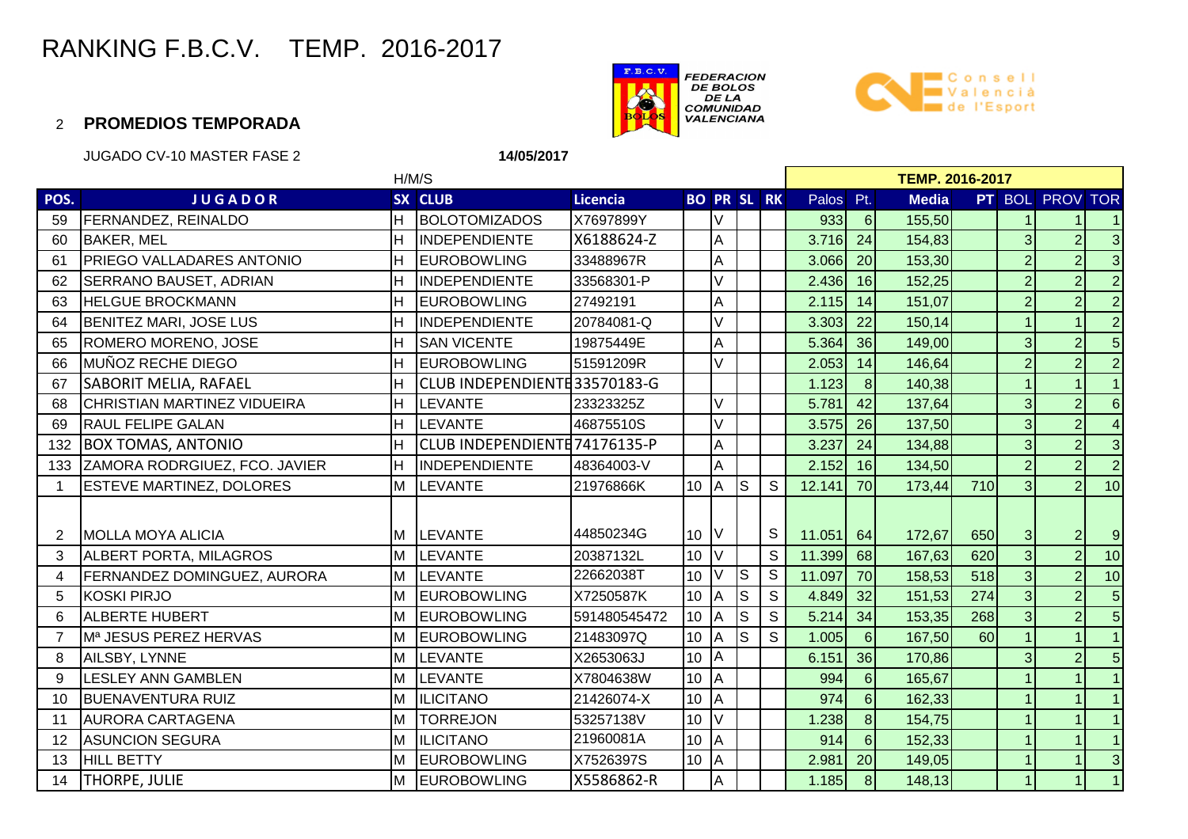# RANKING F.B.C.V. TEMP. 2016-2017

FEDERACION DE BOLOS DE LA COMUNIDAD VALENCIANA

Consell Valencià de l'Esport

2 **PROMEDIOS TEMPORADA**

JUGADO CV-10 MASTER FASE 2 **14/05/2017**

| | | H/M/S | | | | | | | TEMP. 2016-2017 | | | | | | |
|---|---|---|---|---|---|---|---|---|---|---|---|---|---|---|---|
| **POS.** | **JUGADOR** | **SX** | **CLUB** | **Licencia** | **BO** | **PR** | **SL** | **RK** | **Palos** | **Pt.** | **Media** | **PT** | **BOL** | **PROV** | **TOR** |
| 59 | FERNANDEZ, REINALDO | H | BOLOTOMIZADOS | X7697899Y | | V | | | 933 | 6 | 155,50 | | 1 | 1 | 1 |
| 60 | BAKER, MEL | H | INDEPENDIENTE | X6188624-Z | | A | | | 3.716 | 24 | 154,83 | | 3 | 2 | 3 |
| 61 | PRIEGO VALLADARES ANTONIO | H | EUROBOWLING | 33488967R | | A | | | 3.066 | 20 | 153,30 | | 2 | 2 | 3 |
| 62 | SERRANO BAUSET, ADRIAN | H | INDEPENDIENTE | 33568301-P | | V | | | 2.436 | 16 | 152,25 | | 2 | 2 | 2 |
| 63 | HELGUE BROCKMANN | H | EUROBOWLING | 27492191 | | A | | | 2.115 | 14 | 151,07 | | 2 | 2 | 2 |
| 64 | BENITEZ MARI, JOSE LUS | H | INDEPENDIENTE | 20784081-Q | | V | | | 3.303 | 22 | 150,14 | | 1 | 1 | 2 |
| 65 | ROMERO MORENO, JOSE | H | SAN VICENTE | 19875449E | | A | | | 5.364 | 36 | 149,00 | | 3 | 2 | 5 |
| 66 | MUÑOZ RECHE DIEGO | H | EUROBOWLING | 51591209R | | V | | | 2.053 | 14 | 146,64 | | 2 | 2 | 2 |
| 67 | SABORIT MELIA, RAFAEL | H | CLUB INDEPENDIENTE | 33570183-G | | | | | 1.123 | 8 | 140,38 | | 1 | 1 | 1 |
| 68 | CHRISTIAN MARTINEZ VIDUEIRA | H | LEVANTE | 23323325Z | | V | | | 5.781 | 42 | 137,64 | | 3 | 2 | 6 |
| 69 | RAUL FELIPE GALAN | H | LEVANTE | 46875510S | | V | | | 3.575 | 26 | 137,50 | | 3 | 2 | 4 |
| 132 | BOX TOMAS, ANTONIO | H | CLUB INDEPENDIENTE | 74176135-P | | A | | | 3.237 | 24 | 134,88 | | 3 | 2 | 3 |
| 133 | ZAMORA RODRGIUEZ, FCO. JAVIER | H | INDEPENDIENTE | 48364003-V | | A | | | 2.152 | 16 | 134,50 | | 2 | 2 | 2 |
| 1 | ESTEVE MARTINEZ, DOLORES | M | LEVANTE | 21976866K | 10 | A | S | S | 12.141 | 70 | 173,44 | 710 | 3 | 2 | 10 |
| 2 | MOLLA MOYA ALICIA | M | LEVANTE | 44850234G | 10 | V | | S | 11.051 | 64 | 172,67 | 650 | 3 | 2 | 9 |
| 3 | ALBERT PORTA, MILAGROS | M | LEVANTE | 20387132L | 10 | V | | S | 11.399 | 68 | 167,63 | 620 | 3 | 2 | 10 |
| 4 | FERNANDEZ DOMINGUEZ, AURORA | M | LEVANTE | 22662038T | 10 | V | S | S | 11.097 | 70 | 158,53 | 518 | 3 | 2 | 10 |
| 5 | KOSKI PIRJO | M | EUROBOWLING | X7250587K | 10 | A | S | S | 4.849 | 32 | 151,53 | 274 | 3 | 2 | 5 |
| 6 | ALBERTE HUBERT | M | EUROBOWLING | 591480545472 | 10 | A | S | S | 5.214 | 34 | 153,35 | 268 | 3 | 2 | 5 |
| 7 | Mª JESUS PEREZ HERVAS | M | EUROBOWLING | 21483097Q | 10 | A | S | S | 1.005 | 6 | 167,50 | 60 | 1 | 1 | 1 |
| 8 | AILSBY, LYNNE | M | LEVANTE | X2653063J | 10 | A | | | 6.151 | 36 | 170,86 | | 3 | 2 | 5 |
| 9 | LESLEY ANN GAMBLEN | M | LEVANTE | X7804638W | 10 | A | | | 994 | 6 | 165,67 | | 1 | 1 | 1 |
| 10 | BUENAVENTURA RUIZ | M | ILICITANO | 21426074-X | 10 | A | | | 974 | 6 | 162,33 | | 1 | 1 | 1 |
| 11 | AURORA CARTAGENA | M | TORREJON | 53257138V | 10 | V | | | 1.238 | 8 | 154,75 | | 1 | 1 | 1 |
| 12 | ASUNCION SEGURA | M | ILICITANO | 21960081A | 10 | A | | | 914 | 6 | 152,33 | | 1 | 1 | 1 |
| 13 | HILL BETTY | M | EUROBOWLING | X7526397S | 10 | A | | | 2.981 | 20 | 149,05 | | 1 | 1 | 3 |
| 14 | THORPE, JULIE | M | EUROBOWLING | X5586862-R | | A | | | 1.185 | 8 | 148,13 | | 1 | 1 | 1 |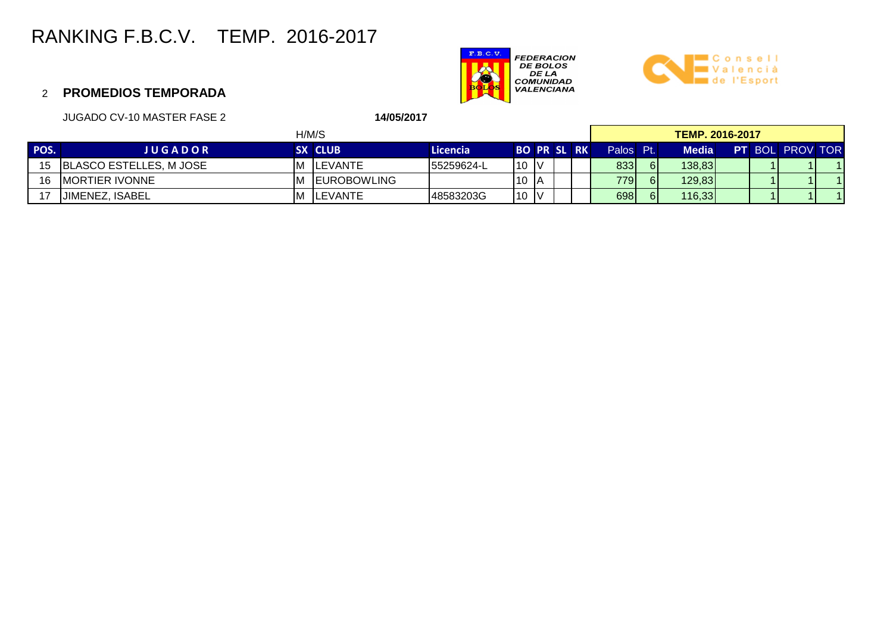# RANKING F.B.C.V. TEMP. 2016-2017

FEDERACION DE BOLOS DE LA COMUNIDAD VALENCIANA

Consell Valencià de l'Esport

## 2 PROMEDIOS TEMPORADA

JUGADO CV-10 MASTER FASE 2 **14/05/2017**

| | | H/M/S | | | | | | | TEMP. 2016-2017 | | | | | | |
|---|---|---|---|---|---|---|---|---|---|---|---|---|---|---|---|
| **POS.** | **JUGADOR** | **SX** | **CLUB** | **Licencia** | **BO** | **PR** | **SL** | **RK** | Palos | Pt. | **Media** | **PT** | BOL | PROV | TOR |
| 15 | BLASCO ESTELLES, M JOSE | M | LEVANTE | 55259624-L | 10 | V | | | 833 | 6 | 138,83 | | 1 | 1 | 1 |
| 16 | MORTIER IVONNE | M | EUROBOWLING | | 10 | A | | | 779 | 6 | 129,83 | | 1 | 1 | 1 |
| 17 | JIMENEZ, ISABEL | M | LEVANTE | 48583203G | 10 | V | | | 698 | 6 | 116,33 | | 1 | 1 | 1 |